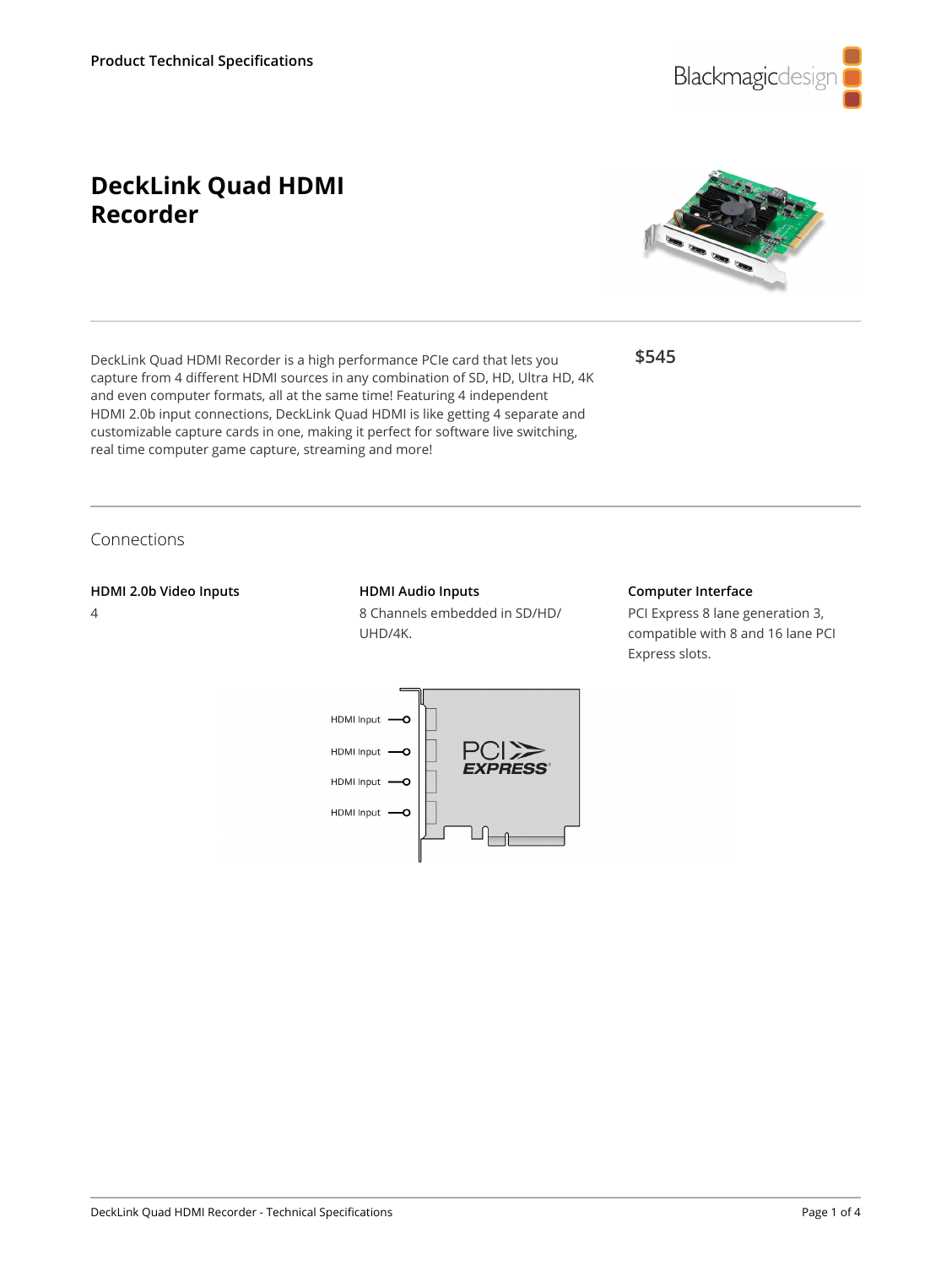Product Technical Specifications

# DeckLink Quad HDMI Recorder

DeckLink Quad HDMI Recorder is a high performance PCIe card that lets you capture from 4 different HDMI sources in any combination of SD, HD, Ultra HD, 4K and even computer formats, all at the same time! Featuring 4 independent HDMI 2.0b input connections, DeckLink Quad HDMI is like getting 4 separate and customizable capture cards in one, making it perfect for software live switching, real time computer game capture, streaming and more!

**$545**

## Connections

**HDMI 2.0b Video Inputs**

4

**HDMI Audio Inputs**

8 Channels embedded in SD/HD/UHD/4K.

**Computer Interface**

PCI Express 8 lane generation 3, compatible with 8 and 16 lane PCI Express slots.

HDMI Input

HDMI Input

HDMI Input

HDMI Input

PCI EXPRESS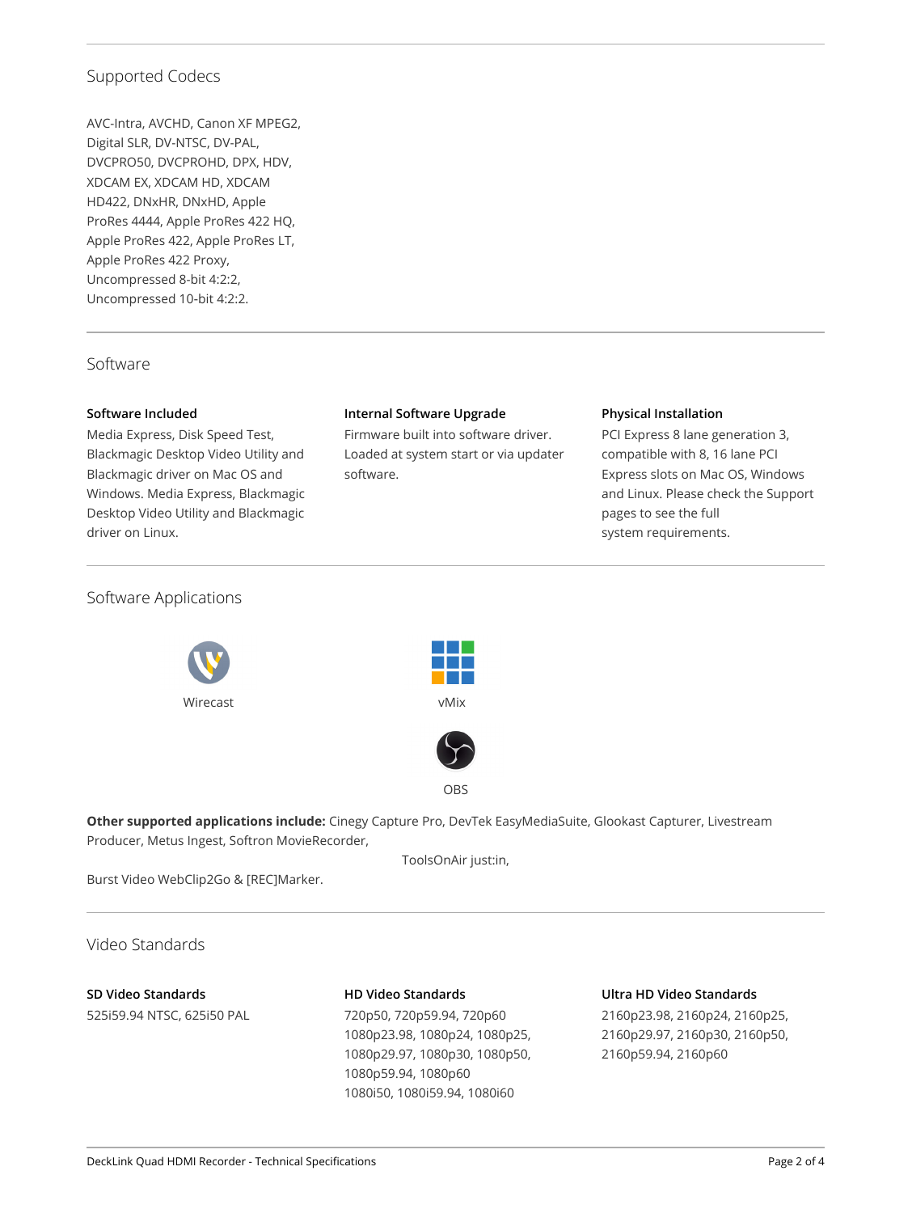## Supported Codecs

AVC-Intra, AVCHD, Canon XF MPEG2, Digital SLR, DV-NTSC, DV-PAL, DVCPRO50, DVCPROHD, DPX, HDV, XDCAM EX, XDCAM HD, XDCAM HD422, DNxHR, DNxHD, Apple ProRes 4444, Apple ProRes 422 HQ, Apple ProRes 422, Apple ProRes LT, Apple ProRes 422 Proxy, Uncompressed 8-bit 4:2:2, Uncompressed 10-bit 4:2:2.

## Software

**Software Included**

Media Express, Disk Speed Test, Blackmagic Desktop Video Utility and Blackmagic driver on Mac OS and Windows. Media Express, Blackmagic Desktop Video Utility and Blackmagic driver on Linux.

**Internal Software Upgrade**

Firmware built into software driver. Loaded at system start or via updater software.

**Physical Installation**

PCI Express 8 lane generation 3, compatible with 8, 16 lane PCI Express slots on Mac OS, Windows and Linux. Please check the Support pages to see the full system requirements.

## Software Applications

Wirecast

vMix

OBS

**Other supported applications include:** Cinegy Capture Pro, DevTek EasyMediaSuite, Glookast Capturer, Livestream Producer, Metus Ingest, Softron MovieRecorder, ToolsOnAir just:in, Burst Video WebClip2Go & [REC]Marker.

## Video Standards

**SD Video Standards**

525i59.94 NTSC, 625i50 PAL

**HD Video Standards**

720p50, 720p59.94, 720p60
1080p23.98, 1080p24, 1080p25, 1080p29.97, 1080p30, 1080p50, 1080p59.94, 1080p60
1080i50, 1080i59.94, 1080i60

**Ultra HD Video Standards**

2160p23.98, 2160p24, 2160p25, 2160p29.97, 2160p30, 2160p50, 2160p59.94, 2160p60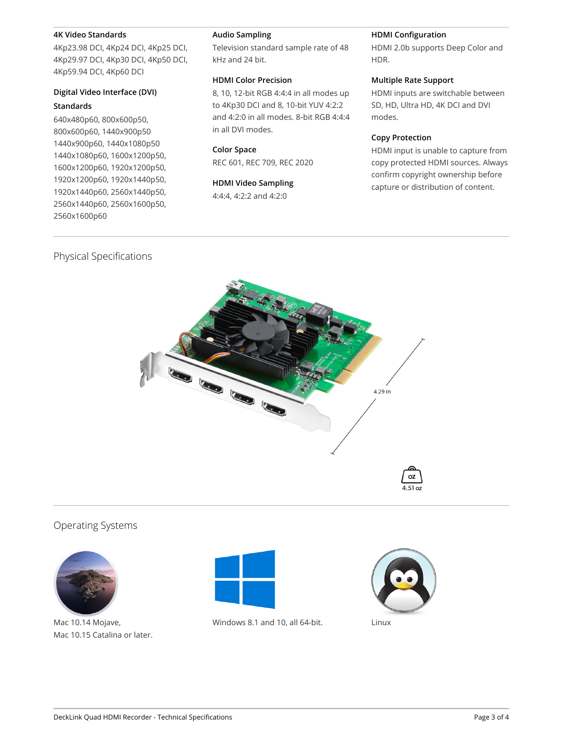### 4K Video Standards

4Kp23.98 DCI, 4Kp24 DCI, 4Kp25 DCI, 4Kp29.97 DCI, 4Kp30 DCI, 4Kp50 DCI, 4Kp59.94 DCI, 4Kp60 DCI

### Digital Video Interface (DVI) Standards

640x480p60, 800x600p50, 800x600p60, 1440x900p50 1440x900p60, 1440x1080p50 1440x1080p60, 1600x1200p50, 1600x1200p60, 1920x1200p50, 1920x1200p60, 1920x1440p50, 1920x1440p60, 2560x1440p50, 2560x1440p60, 2560x1600p50, 2560x1600p60

### Audio Sampling

Television standard sample rate of 48 kHz and 24 bit.

### HDMI Color Precision

8, 10, 12-bit RGB 4:4:4 in all modes up to 4Kp30 DCI and 8, 10-bit YUV 4:2:2 and 4:2:0 in all modes. 8-bit RGB 4:4:4 in all DVI modes.

### Color Space

REC 601, REC 709, REC 2020

### HDMI Video Sampling

4:4:4, 4:2:2 and 4:2:0

### HDMI Configuration

HDMI 2.0b supports Deep Color and HDR.

### Multiple Rate Support

HDMI inputs are switchable between SD, HD, Ultra HD, 4K DCI and DVI modes.

### Copy Protection

HDMI input is unable to capture from copy protected HDMI sources. Always confirm copyright ownership before capture or distribution of content.

## Physical Specifications

4.29 in

4.51 oz

## Operating Systems

Mac 10.14 Mojave, Mac 10.15 Catalina or later.

Windows 8.1 and 10, all 64-bit.

Linux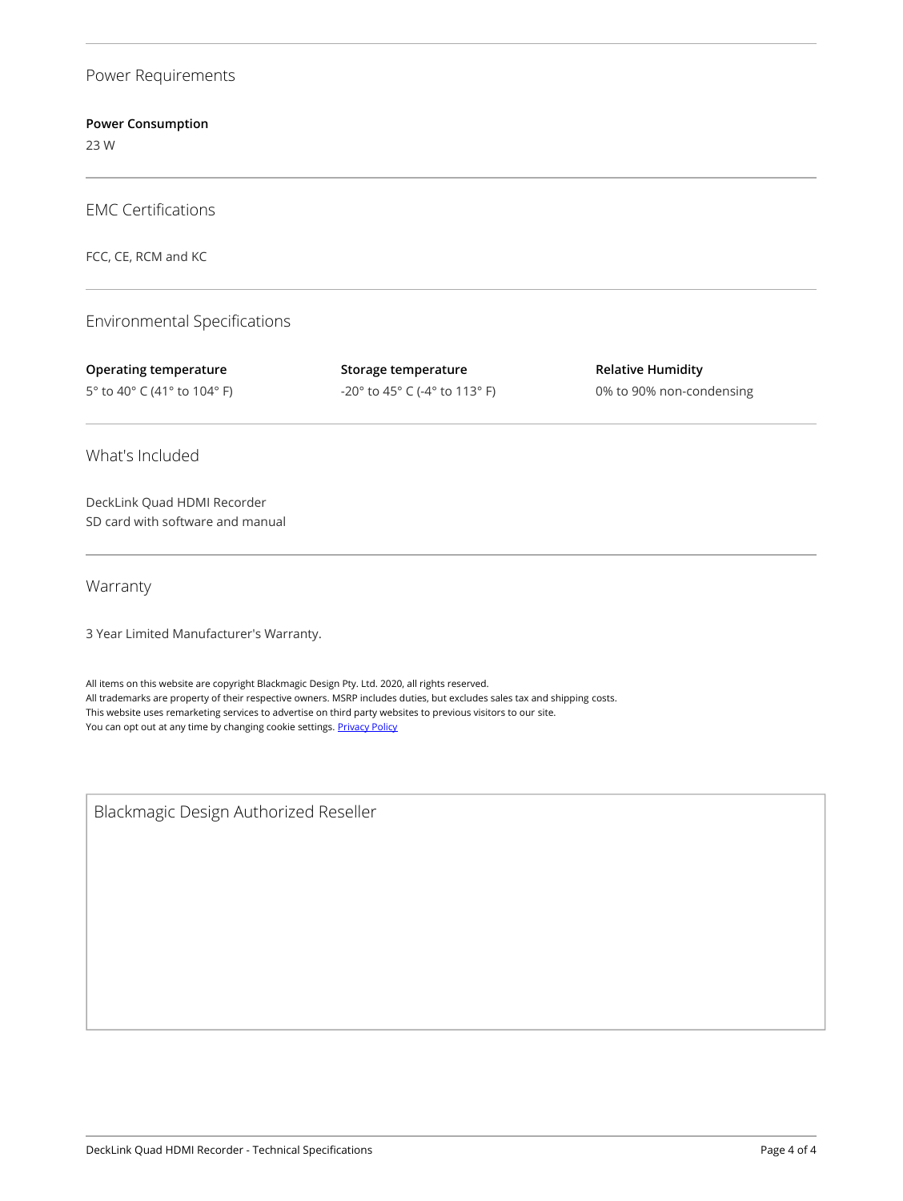## Power Requirements

**Power Consumption**

23 W

## EMC Certifications

FCC, CE, RCM and KC

## Environmental Specifications

**Operating temperature**

5° to 40° C (41° to 104° F)

**Storage temperature**

-20° to 45° C (-4° to 113° F)

**Relative Humidity**

0% to 90% non-condensing

## What's Included

DeckLink Quad HDMI Recorder
SD card with software and manual

## Warranty

3 Year Limited Manufacturer's Warranty.

All items on this website are copyright Blackmagic Design Pty. Ltd. 2020, all rights reserved.
All trademarks are property of their respective owners. MSRP includes duties, but excludes sales tax and shipping costs.
This website uses remarketing services to advertise on third party websites to previous visitors to our site.
You can opt out at any time by changing cookie settings. Privacy Policy

## Blackmagic Design Authorized Reseller